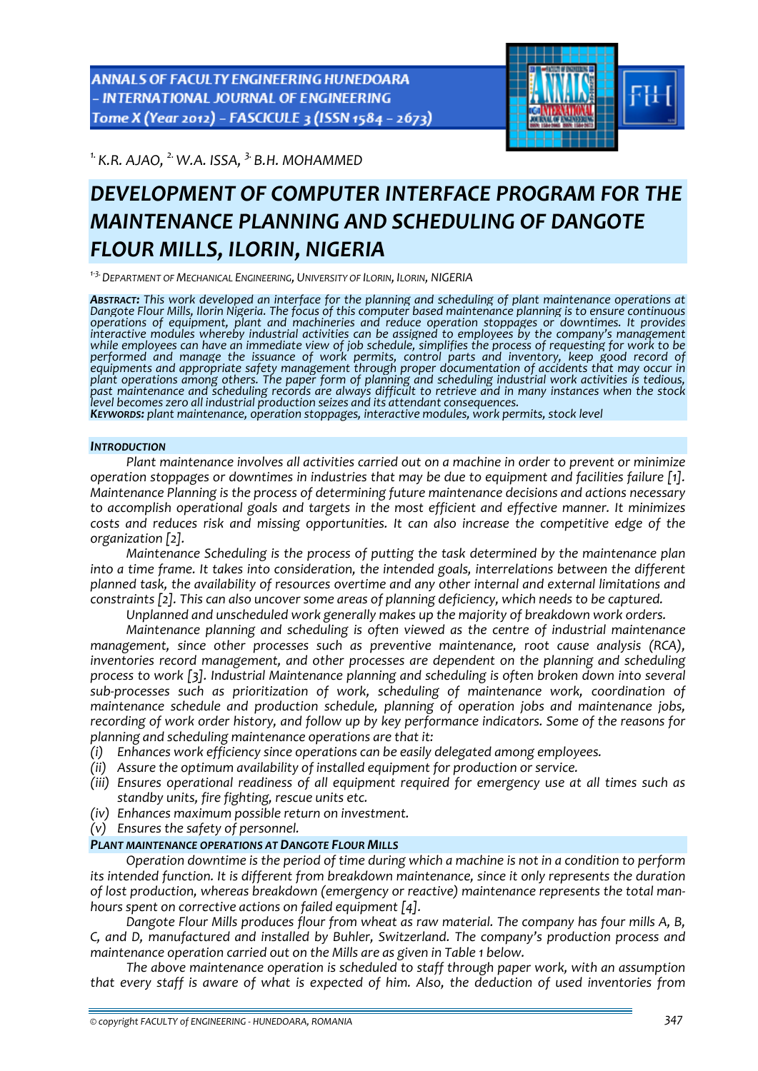[1.] K.R. AJAO, [2.] W.A. ISSA, [3.] B.H. MOHAMMED

# DEVELOPMENT OF COMPUTER INTERFACE PROGRAM FOR THE MAINTENANCE PLANNING AND SCHEDULING OF DANGOTE FLOUR MILLS, ILORIN, NIGERIA

[1-3.] DEPARTMENT OF MECHANICAL ENGINEERING, UNIVERSITY OF ILORIN, ILORIN, NIGERIA

***ABSTRACT:*** *This work developed an interface for the planning and scheduling of plant maintenance operations at Dangote Flour Mills, Ilorin Nigeria. The focus of this computer based maintenance planning is to ensure continuous operations of equipment, plant and machineries and reduce operation stoppages or downtimes. It provides interactive modules whereby industrial activities can be assigned to employees by the company's management while employees can have an immediate view of job schedule, simplifies the process of requesting for work to be performed and manage the issuance of work permits, control parts and inventory, keep good record of equipments and appropriate safety management through proper documentation of accidents that may occur in plant operations among others. The paper form of planning and scheduling industrial work activities is tedious, past maintenance and scheduling records are always difficult to retrieve and in many instances when the stock level becomes zero all industrial production seizes and its attendant consequences.*

***KEYWORDS:*** *plant maintenance, operation stoppages, interactive modules, work permits, stock level*

## INTRODUCTION

*Plant maintenance involves all activities carried out on a machine in order to prevent or minimize operation stoppages or downtimes in industries that may be due to equipment and facilities failure [1]. Maintenance Planning is the process of determining future maintenance decisions and actions necessary to accomplish operational goals and targets in the most efficient and effective manner. It minimizes costs and reduces risk and missing opportunities. It can also increase the competitive edge of the organization [2].*

*Maintenance Scheduling is the process of putting the task determined by the maintenance plan into a time frame. It takes into consideration, the intended goals, interrelations between the different planned task, the availability of resources overtime and any other internal and external limitations and constraints [2]. This can also uncover some areas of planning deficiency, which needs to be captured.*

*Unplanned and unscheduled work generally makes up the majority of breakdown work orders.*

*Maintenance planning and scheduling is often viewed as the centre of industrial maintenance management, since other processes such as preventive maintenance, root cause analysis (RCA), inventories record management, and other processes are dependent on the planning and scheduling process to work [3]. Industrial Maintenance planning and scheduling is often broken down into several sub-processes such as prioritization of work, scheduling of maintenance work, coordination of maintenance schedule and production schedule, planning of operation jobs and maintenance jobs, recording of work order history, and follow up by key performance indicators. Some of the reasons for planning and scheduling maintenance operations are that it:*

- *(i) Enhances work efficiency since operations can be easily delegated among employees.*
- *(ii) Assure the optimum availability of installed equipment for production or service.*
- *(iii) Ensures operational readiness of all equipment required for emergency use at all times such as standby units, fire fighting, rescue units etc.*
- *(iv) Enhances maximum possible return on investment.*
- *(v) Ensures the safety of personnel.*

## PLANT MAINTENANCE OPERATIONS AT DANGOTE FLOUR MILLS

*Operation downtime is the period of time during which a machine is not in a condition to perform its intended function. It is different from breakdown maintenance, since it only represents the duration of lost production, whereas breakdown (emergency or reactive) maintenance represents the total man-hours spent on corrective actions on failed equipment [4].*

*Dangote Flour Mills produces flour from wheat as raw material. The company has four mills A, B, C, and D, manufactured and installed by Buhler, Switzerland. The company's production process and maintenance operation carried out on the Mills are as given in Table 1 below.*

*The above maintenance operation is scheduled to staff through paper work, with an assumption that every staff is aware of what is expected of him. Also, the deduction of used inventories from*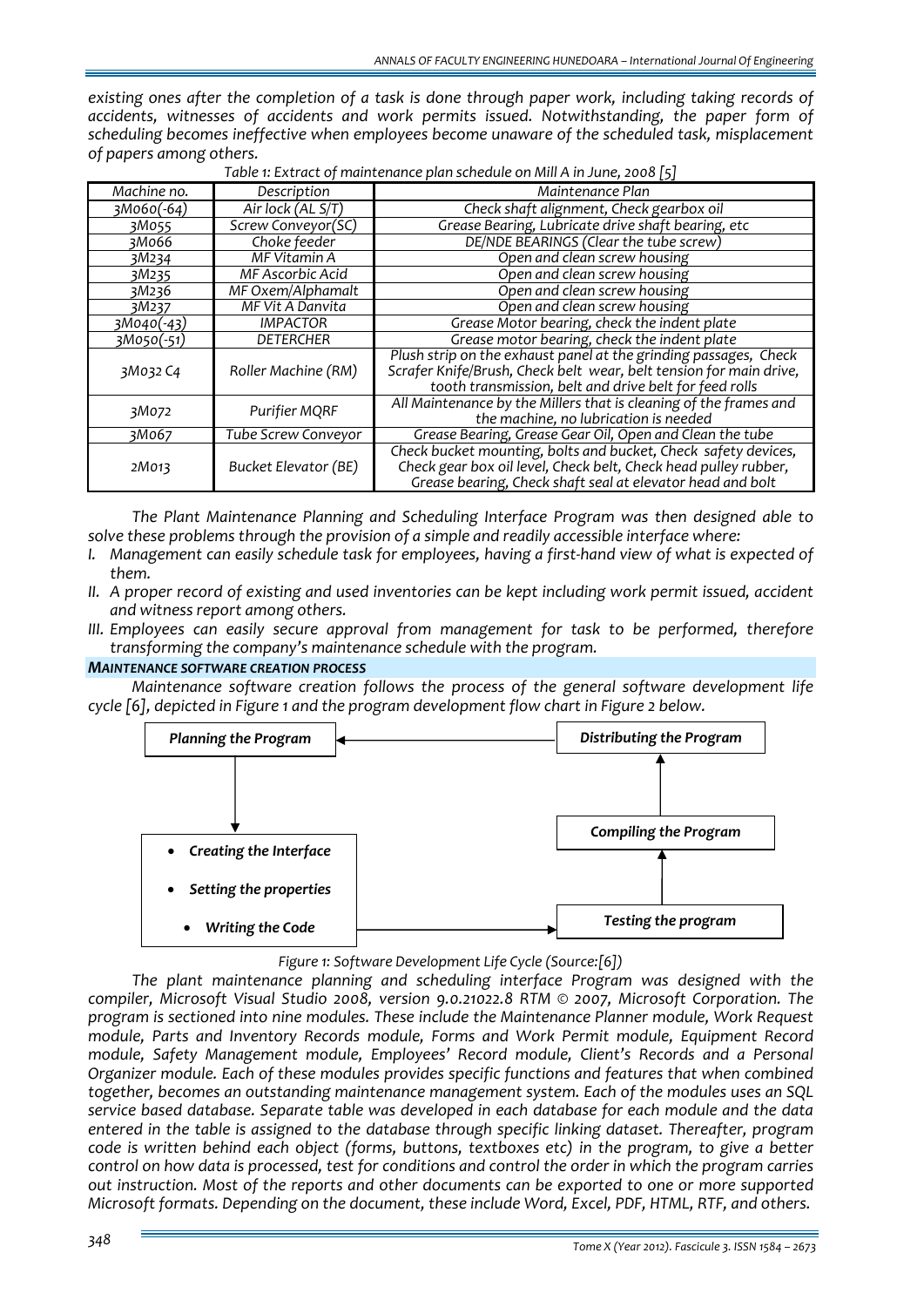*existing ones after the completion of a task is done through paper work, including taking records of accidents, witnesses of accidents and work permits issued. Notwithstanding, the paper form of scheduling becomes ineffective when employees become unaware of the scheduled task, misplacement of papers among others.*

*Table 1: Extract of maintenance plan schedule on Mill A in June, 2008 [5]*

| Machine no. | Description | Maintenance Plan |
|---|---|---|
| 3M060(-64) | Air lock (AL S/T) | Check shaft alignment, Check gearbox oil |
| 3M055 | Screw Conveyor(SC) | Grease Bearing, Lubricate drive shaft bearing, etc |
| 3M066 | Choke feeder | DE/NDE BEARINGS (Clear the tube screw) |
| 3M234 | MF Vitamin A | Open and clean screw housing |
| 3M235 | MF Ascorbic Acid | Open and clean screw housing |
| 3M236 | MF Oxem/Alphamalt | Open and clean screw housing |
| 3M237 | MF Vit A Danvita | Open and clean screw housing |
| 3M040(-43) | IMPACTOR | Grease Motor bearing, check the indent plate |
| 3M050(-51) | DETERCHER | Grease motor bearing, check the indent plate |
| 3M032 C4 | Roller Machine (RM) | Plush strip on the exhaust panel at the grinding passages, Check Scrafer Knife/Brush, Check belt wear, belt tension for main drive, tooth transmission, belt and drive belt for feed rolls |
| 3M072 | Purifier MQRF | All Maintenance by the Millers that is cleaning of the frames and the machine, no lubrication is needed |
| 3M067 | Tube Screw Conveyor | Grease Bearing, Grease Gear Oil, Open and Clean the tube |
| 2M013 | Bucket Elevator (BE) | Check bucket mounting, bolts and bucket, Check safety devices, Check gear box oil level, Check belt, Check head pulley rubber, Grease bearing, Check shaft seal at elevator head and bolt |

*The Plant Maintenance Planning and Scheduling Interface Program was then designed able to solve these problems through the provision of a simple and readily accessible interface where:*

I. *Management can easily schedule task for employees, having a first-hand view of what is expected of them.*
II. *A proper record of existing and used inventories can be kept including work permit issued, accident and witness report among others.*
III. *Employees can easily secure approval from management for task to be performed, therefore transforming the company's maintenance schedule with the program.*

## ***MAINTENANCE SOFTWARE CREATION PROCESS***

*Maintenance software creation follows the process of the general software development life cycle [6], depicted in Figure 1 and the program development flow chart in Figure 2 below.*

*Planning the Program* → *Creating the Interface* / *Setting the properties* / *Writing the Code* → *Testing the program* → *Compiling the Program* → *Distributing the Program* → *Planning the Program*

*Figure 1: Software Development Life Cycle (Source:[6])*

*The plant maintenance planning and scheduling interface Program was designed with the compiler, Microsoft Visual Studio 2008, version 9.0.21022.8 RTM © 2007, Microsoft Corporation. The program is sectioned into nine modules. These include the Maintenance Planner module, Work Request module, Parts and Inventory Records module, Forms and Work Permit module, Equipment Record module, Safety Management module, Employees' Record module, Client's Records and a Personal Organizer module. Each of these modules provides specific functions and features that when combined together, becomes an outstanding maintenance management system. Each of the modules uses an SQL service based database. Separate table was developed in each database for each module and the data entered in the table is assigned to the database through specific linking dataset. Thereafter, program code is written behind each object (forms, buttons, textboxes etc) in the program, to give a better control on how data is processed, test for conditions and control the order in which the program carries out instruction. Most of the reports and other documents can be exported to one or more supported Microsoft formats. Depending on the document, these include Word, Excel, PDF, HTML, RTF, and others.*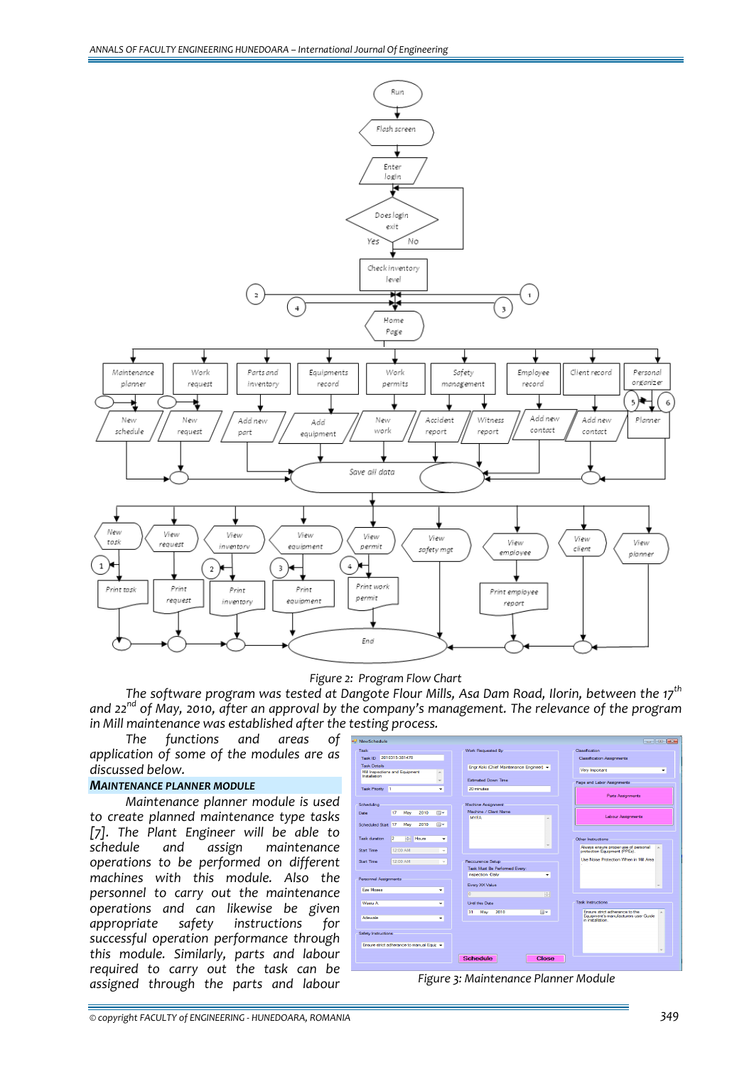Figure 2: Program Flow Chart

*The software program was tested at Dangote Flour Mills, Asa Dam Road, Ilorin, between the 17th and 22nd of May, 2010, after an approval by the company's management. The relevance of the program in Mill maintenance was established after the testing process.*

*The functions and areas of application of some of the modules are as discussed below.*

### MAINTENANCE PLANNER MODULE

*Maintenance planner module is used to create planned maintenance type tasks [7]. The Plant Engineer will be able to schedule and assign maintenance operations to be performed on different machines with this module. Also the personnel to carry out the maintenance operations and can likewise be given appropriate safety instructions for successful operation performance through this module. Similarly, parts and labour required to carry out the task can be assigned through the parts and labour*

Figure 3: Maintenance Planner Module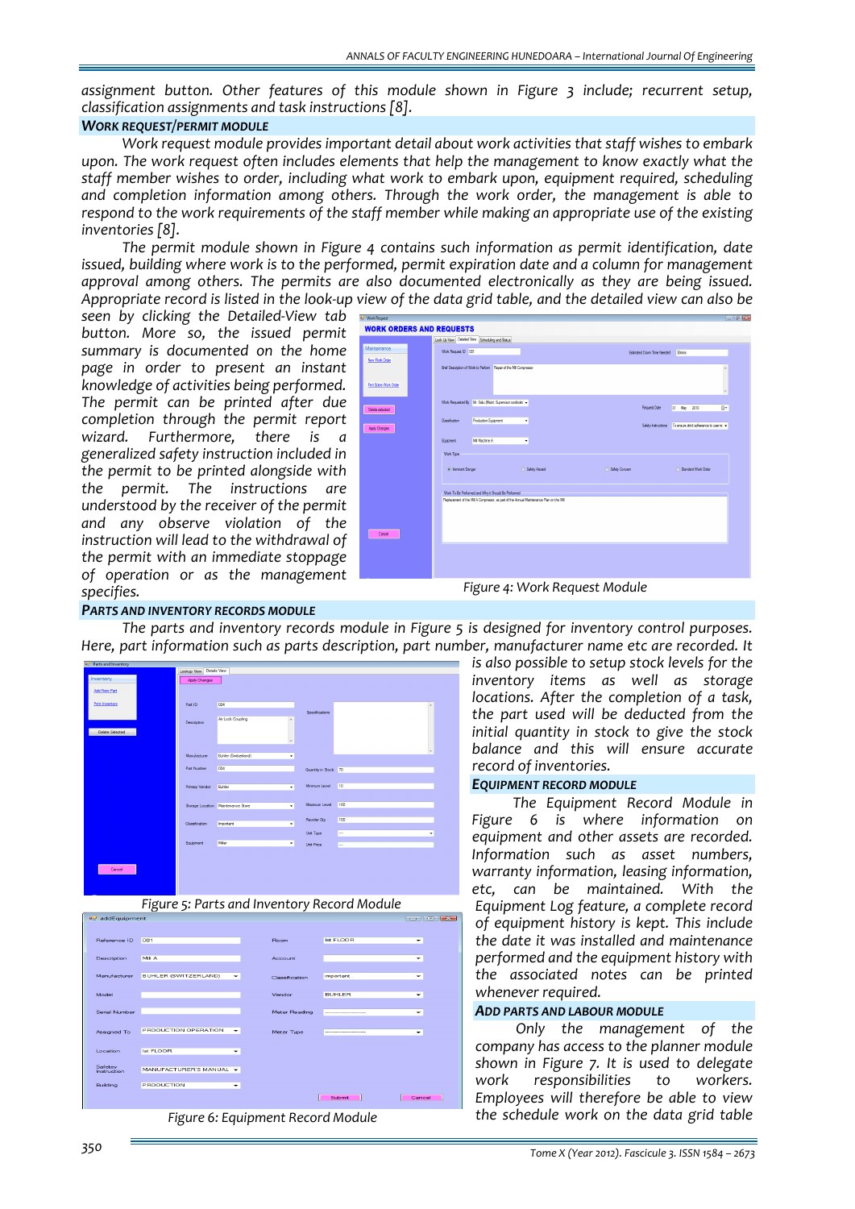assignment button. Other features of this module shown in Figure 3 include; recurrent setup, classification assignments and task instructions [8].

### WORK REQUEST/PERMIT MODULE

*Work request module provides important detail about work activities that staff wishes to embark upon. The work request often includes elements that help the management to know exactly what the staff member wishes to order, including what work to embark upon, equipment required, scheduling and completion information among others. Through the work order, the management is able to respond to the work requirements of the staff member while making an appropriate use of the existing inventories [8].*

*The permit module shown in Figure 4 contains such information as permit identification, date issued, building where work is to the performed, permit expiration date and a column for management approval among others. The permits are also documented electronically as they are being issued. Appropriate record is listed in the look-up view of the data grid table, and the detailed view can also be seen by clicking the Detailed-View tab button. More so, the issued permit summary is documented on the home page in order to present an instant knowledge of activities being performed. The permit can be printed after due completion through the permit report wizard. Furthermore, there is a generalized safety instruction included in the permit to be printed alongside with the permit. The instructions are understood by the receiver of the permit and any observe violation of the instruction will lead to the withdrawal of the permit with an immediate stoppage of operation or as the management specifies.*

Figure 4: Work Request Module

### PARTS AND INVENTORY RECORDS MODULE

*The parts and inventory records module in Figure 5 is designed for inventory control purposes. Here, part information such as parts description, part number, manufacturer name etc are recorded. It is also possible to setup stock levels for the inventory items as well as storage locations. After the completion of a task, the part used will be deducted from the initial quantity in stock to give the stock balance and this will ensure accurate record of inventories.*

Figure 5: Parts and Inventory Record Module

### EQUIPMENT RECORD MODULE

*The Equipment Record Module in Figure 6 is where information on equipment and other assets are recorded. Information such as asset numbers, warranty information, leasing information, etc, can be maintained. With the Equipment Log feature, a complete record of equipment history is kept. This include the date it was installed and maintenance performed and the equipment history with the associated notes can be printed whenever required.*

Figure 6: Equipment Record Module

### ADD PARTS AND LABOUR MODULE

*Only the management of the company has access to the planner module shown in Figure 7. It is used to delegate work responsibilities to workers. Employees will therefore be able to view the schedule work on the data grid table*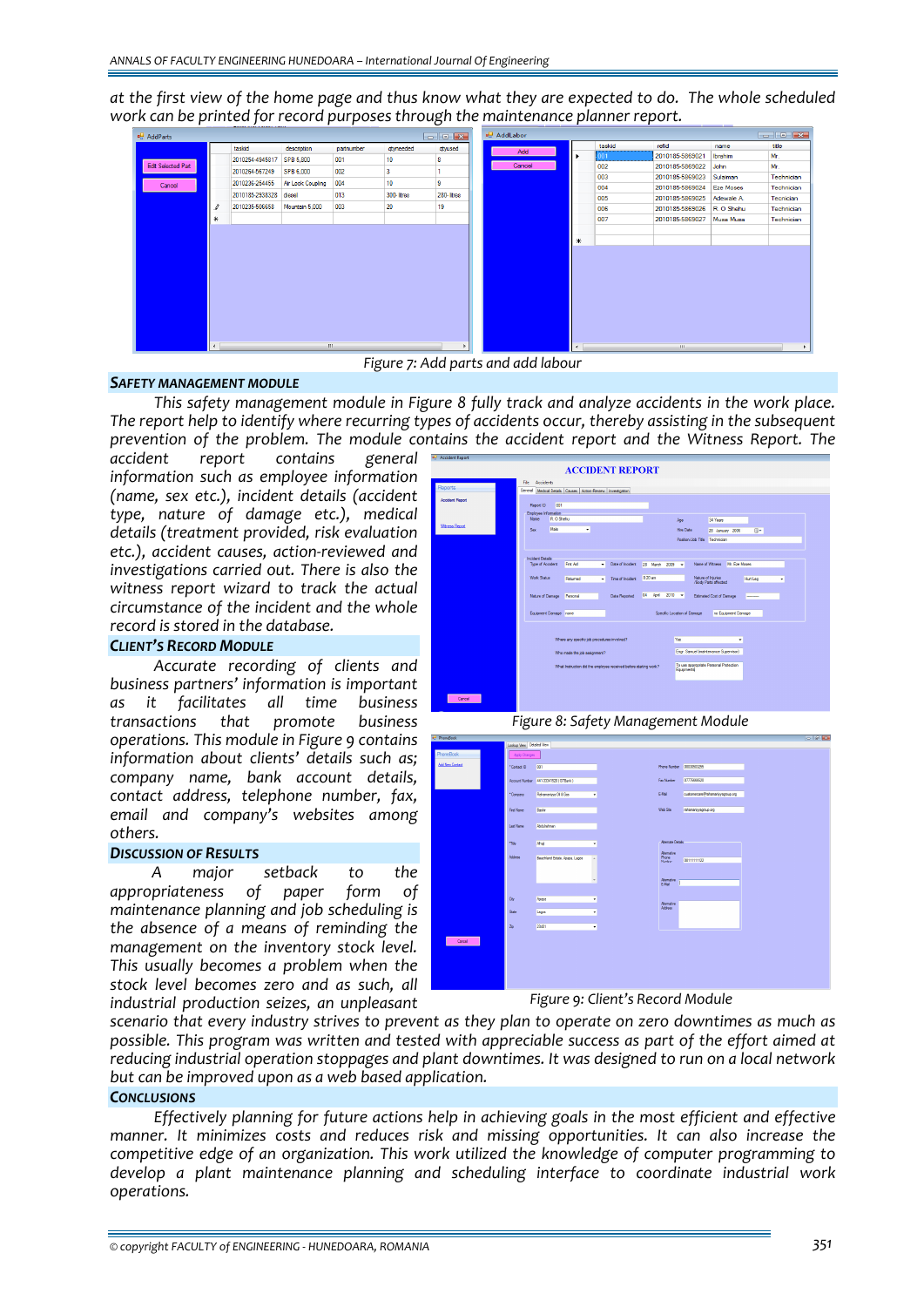at the first view of the home page and thus know what they are expected to do. The whole scheduled work can be printed for record purposes through the maintenance planner report.

Figure 7: Add parts and add labour

## SAFETY MANAGEMENT MODULE

This safety management module in Figure 8 fully track and analyze accidents in the work place. The report help to identify where recurring types of accidents occur, thereby assisting in the subsequent prevention of the problem. The module contains the accident report and the Witness Report. The accident report contains general information such as employee information (name, sex etc.), incident details (accident type, nature of damage etc.), medical details (treatment provided, risk evaluation etc.), accident causes, action-reviewed and investigations carried out. There is also the witness report wizard to track the actual circumstance of the incident and the whole record is stored in the database.

Figure 8: Safety Management Module

## CLIENT'S RECORD MODULE

Accurate recording of clients and business partners' information is important as it facilitates all time business transactions that promote business operations. This module in Figure 9 contains information about clients' details such as; company name, bank account details, contact address, telephone number, fax, email and company's websites among others.

Figure 9: Client's Record Module

## DISCUSSION OF RESULTS

A major setback to the appropriateness of paper form of maintenance planning and job scheduling is the absence of a means of reminding the management on the inventory stock level. This usually becomes a problem when the stock level becomes zero and as such, all industrial production seizes, an unpleasant scenario that every industry strives to prevent as they plan to operate on zero downtimes as much as possible. This program was written and tested with appreciable success as part of the effort aimed at reducing industrial operation stoppages and plant downtimes. It was designed to run on a local network but can be improved upon as a web based application.

## CONCLUSIONS

Effectively planning for future actions help in achieving goals in the most efficient and effective manner. It minimizes costs and reduces risk and missing opportunities. It can also increase the competitive edge of an organization. This work utilized the knowledge of computer programming to develop a plant maintenance planning and scheduling interface to coordinate industrial work operations.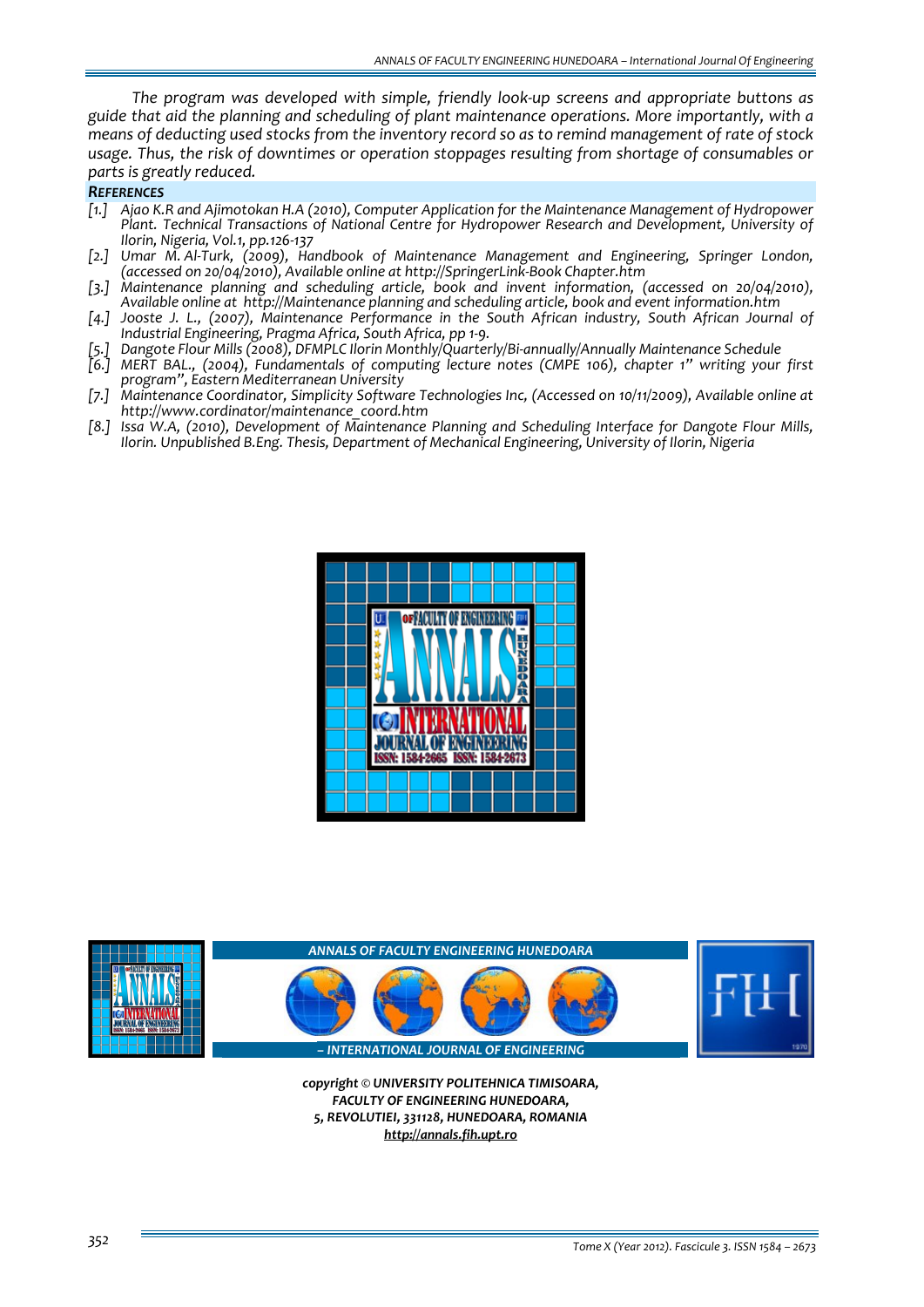*The program was developed with simple, friendly look-up screens and appropriate buttons as guide that aid the planning and scheduling of plant maintenance operations. More importantly, with a means of deducting used stocks from the inventory record so as to remind management of rate of stock usage. Thus, the risk of downtimes or operation stoppages resulting from shortage of consumables or parts is greatly reduced.*

***REFERENCES***

[1.] *Ajao K.R and Ajimotokan H.A (2010), Computer Application for the Maintenance Management of Hydropower Plant. Technical Transactions of National Centre for Hydropower Research and Development, University of Ilorin, Nigeria, Vol.1, pp.126-137*

[2.] *Umar M. Al-Turk, (2009), Handbook of Maintenance Management and Engineering, Springer London, (accessed on 20/04/2010), Available online at http://SpringerLink-Book Chapter.htm*

[3.] *Maintenance planning and scheduling article, book and invent information, (accessed on 20/04/2010), Available online at http://Maintenance planning and scheduling article, book and event information.htm*

[4.] *Jooste J. L., (2007), Maintenance Performance in the South African industry, South African Journal of Industrial Engineering, Pragma Africa, South Africa, pp 1-9.*

[5.] *Dangote Flour Mills (2008), DFMPLC Ilorin Monthly/Quarterly/Bi-annually/Annually Maintenance Schedule*

[6.] *MERT BAL., (2004), Fundamentals of computing lecture notes (CMPE 106), chapter 1" writing your first program", Eastern Mediterranean University*

[7.] *Maintenance Coordinator, Simplicity Software Technologies Inc, (Accessed on 10/11/2009), Available online at http://www.cordinator/maintenance_coord.htm*

[8.] *Issa W.A, (2010), Development of Maintenance Planning and Scheduling Interface for Dangote Flour Mills, Ilorin. Unpublished B.Eng. Thesis, Department of Mechanical Engineering, University of Ilorin, Nigeria*

***copyright © UNIVERSITY POLITEHNICA TIMISOARA,***
***FACULTY OF ENGINEERING HUNEDOARA,***
***5, REVOLUTIEI, 331128, HUNEDOARA, ROMANIA***
***http://annals.fih.upt.ro***